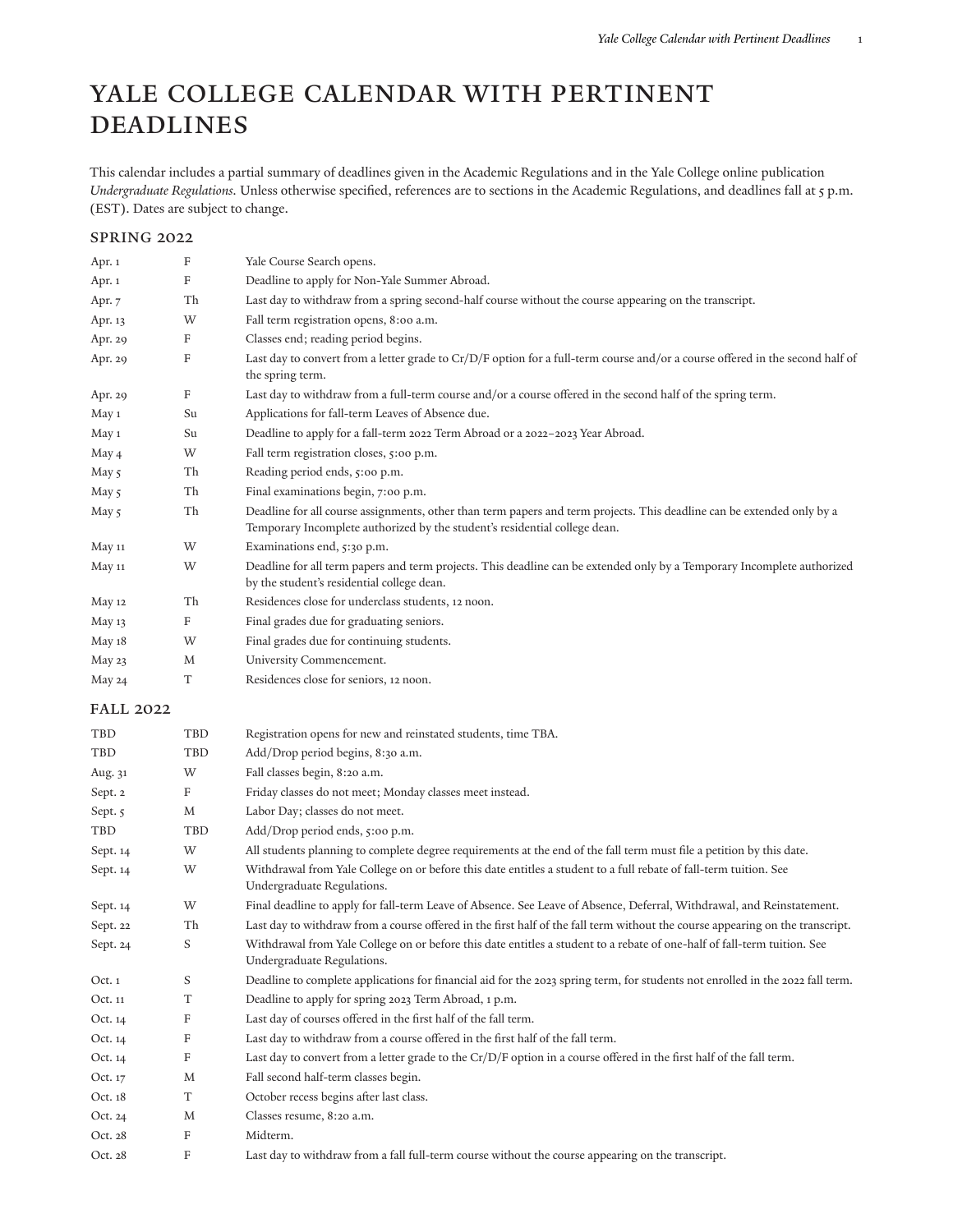# YALE COLLEGE CALENDAR WITH PERTINENT DEADLINES

This calendar includes a partial summary of deadlines given in the Academic Regulations and in the Yale College online publication *Undergraduate Regulations*. Unless otherwise specified, references are to sections in the Academic Regulations, and deadlines fall at 5 p.m. (EST). Dates are subject to change.

## SPRING 2022

| | | |
|---|---|---|
| Apr. 1 | F | Yale Course Search opens. |
| Apr. 1 | F | Deadline to apply for Non-Yale Summer Abroad. |
| Apr. 7 | Th | Last day to withdraw from a spring second-half course without the course appearing on the transcript. |
| Apr. 13 | W | Fall term registration opens, 8:00 a.m. |
| Apr. 29 | F | Classes end; reading period begins. |
| Apr. 29 | F | Last day to convert from a letter grade to Cr/D/F option for a full-term course and/or a course offered in the second half of the spring term. |
| Apr. 29 | F | Last day to withdraw from a full-term course and/or a course offered in the second half of the spring term. |
| May 1 | Su | Applications for fall-term Leaves of Absence due. |
| May 1 | Su | Deadline to apply for a fall-term 2022 Term Abroad or a 2022–2023 Year Abroad. |
| May 4 | W | Fall term registration closes, 5:00 p.m. |
| May 5 | Th | Reading period ends, 5:00 p.m. |
| May 5 | Th | Final examinations begin, 7:00 p.m. |
| May 5 | Th | Deadline for all course assignments, other than term papers and term projects. This deadline can be extended only by a Temporary Incomplete authorized by the student's residential college dean. |
| May 11 | W | Examinations end, 5:30 p.m. |
| May 11 | W | Deadline for all term papers and term projects. This deadline can be extended only by a Temporary Incomplete authorized by the student's residential college dean. |
| May 12 | Th | Residences close for underclass students, 12 noon. |
| May 13 | F | Final grades due for graduating seniors. |
| May 18 | W | Final grades due for continuing students. |
| May 23 | M | University Commencement. |
| May 24 | T | Residences close for seniors, 12 noon. |

## FALL 2022

| | | |
|---|---|---|
| TBD | TBD | Registration opens for new and reinstated students, time TBA. |
| TBD | TBD | Add/Drop period begins, 8:30 a.m. |
| Aug. 31 | W | Fall classes begin, 8:20 a.m. |
| Sept. 2 | F | Friday classes do not meet; Monday classes meet instead. |
| Sept. 5 | M | Labor Day; classes do not meet. |
| TBD | TBD | Add/Drop period ends, 5:00 p.m. |
| Sept. 14 | W | All students planning to complete degree requirements at the end of the fall term must file a petition by this date. |
| Sept. 14 | W | Withdrawal from Yale College on or before this date entitles a student to a full rebate of fall-term tuition. See Undergraduate Regulations. |
| Sept. 14 | W | Final deadline to apply for fall-term Leave of Absence. See Leave of Absence, Deferral, Withdrawal, and Reinstatement. |
| Sept. 22 | Th | Last day to withdraw from a course offered in the first half of the fall term without the course appearing on the transcript. |
| Sept. 24 | S | Withdrawal from Yale College on or before this date entitles a student to a rebate of one-half of fall-term tuition. See Undergraduate Regulations. |
| Oct. 1 | S | Deadline to complete applications for financial aid for the 2023 spring term, for students not enrolled in the 2022 fall term. |
| Oct. 11 | T | Deadline to apply for spring 2023 Term Abroad, 1 p.m. |
| Oct. 14 | F | Last day of courses offered in the first half of the fall term. |
| Oct. 14 | F | Last day to withdraw from a course offered in the first half of the fall term. |
| Oct. 14 | F | Last day to convert from a letter grade to the Cr/D/F option in a course offered in the first half of the fall term. |
| Oct. 17 | M | Fall second half-term classes begin. |
| Oct. 18 | T | October recess begins after last class. |
| Oct. 24 | M | Classes resume, 8:20 a.m. |
| Oct. 28 | F | Midterm. |
| Oct. 28 | F | Last day to withdraw from a fall full-term course without the course appearing on the transcript. |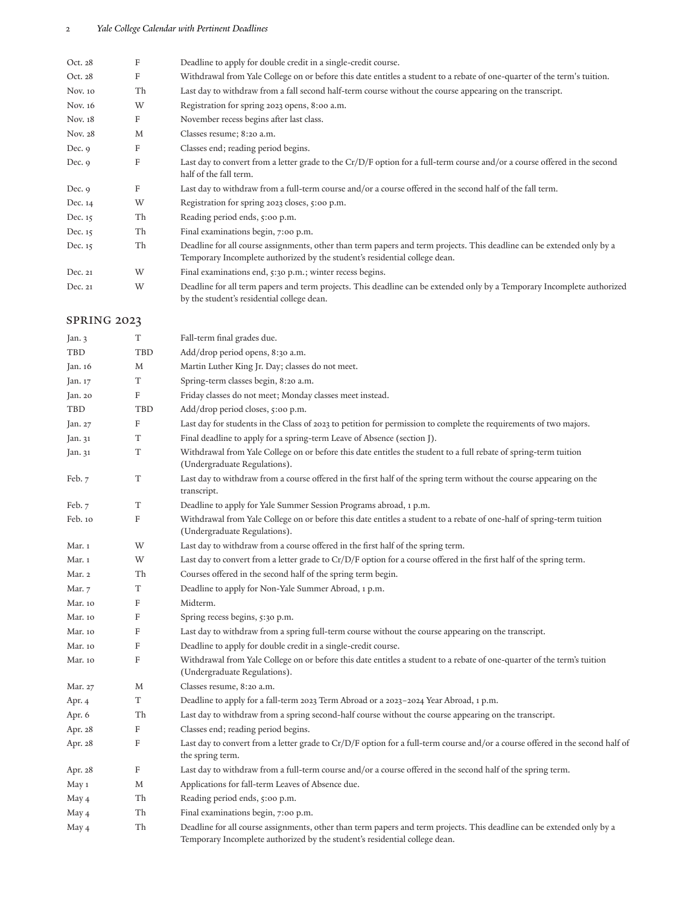| | | |
|---|---|---|
| Oct. 28 | F | Deadline to apply for double credit in a single-credit course. |
| Oct. 28 | F | Withdrawal from Yale College on or before this date entitles a student to a rebate of one-quarter of the term's tuition. |
| Nov. 10 | Th | Last day to withdraw from a fall second half-term course without the course appearing on the transcript. |
| Nov. 16 | W | Registration for spring 2023 opens, 8:00 a.m. |
| Nov. 18 | F | November recess begins after last class. |
| Nov. 28 | M | Classes resume; 8:20 a.m. |
| Dec. 9 | F | Classes end; reading period begins. |
| Dec. 9 | F | Last day to convert from a letter grade to the Cr/D/F option for a full-term course and/or a course offered in the second half of the fall term. |
| Dec. 9 | F | Last day to withdraw from a full-term course and/or a course offered in the second half of the fall term. |
| Dec. 14 | W | Registration for spring 2023 closes, 5:00 p.m. |
| Dec. 15 | Th | Reading period ends, 5:00 p.m. |
| Dec. 15 | Th | Final examinations begin, 7:00 p.m. |
| Dec. 15 | Th | Deadline for all course assignments, other than term papers and term projects. This deadline can be extended only by a Temporary Incomplete authorized by the student's residential college dean. |
| Dec. 21 | W | Final examinations end, 5:30 p.m.; winter recess begins. |
| Dec. 21 | W | Deadline for all term papers and term projects. This deadline can be extended only by a Temporary Incomplete authorized by the student's residential college dean. |

## SPRING 2023

| | | |
|---|---|---|
| Jan. 3 | T | Fall-term final grades due. |
| TBD | TBD | Add/drop period opens, 8:30 a.m. |
| Jan. 16 | M | Martin Luther King Jr. Day; classes do not meet. |
| Jan. 17 | T | Spring-term classes begin, 8:20 a.m. |
| Jan. 20 | F | Friday classes do not meet; Monday classes meet instead. |
| TBD | TBD | Add/drop period closes, 5:00 p.m. |
| Jan. 27 | F | Last day for students in the Class of 2023 to petition for permission to complete the requirements of two majors. |
| Jan. 31 | T | Final deadline to apply for a spring-term Leave of Absence (section J). |
| Jan. 31 | T | Withdrawal from Yale College on or before this date entitles the student to a full rebate of spring-term tuition (Undergraduate Regulations). |
| Feb. 7 | T | Last day to withdraw from a course offered in the first half of the spring term without the course appearing on the transcript. |
| Feb. 7 | T | Deadline to apply for Yale Summer Session Programs abroad, 1 p.m. |
| Feb. 10 | F | Withdrawal from Yale College on or before this date entitles a student to a rebate of one-half of spring-term tuition (Undergraduate Regulations). |
| Mar. 1 | W | Last day to withdraw from a course offered in the first half of the spring term. |
| Mar. 1 | W | Last day to convert from a letter grade to Cr/D/F option for a course offered in the first half of the spring term. |
| Mar. 2 | Th | Courses offered in the second half of the spring term begin. |
| Mar. 7 | T | Deadline to apply for Non-Yale Summer Abroad, 1 p.m. |
| Mar. 10 | F | Midterm. |
| Mar. 10 | F | Spring recess begins, 5:30 p.m. |
| Mar. 10 | F | Last day to withdraw from a spring full-term course without the course appearing on the transcript. |
| Mar. 10 | F | Deadline to apply for double credit in a single-credit course. |
| Mar. 10 | F | Withdrawal from Yale College on or before this date entitles a student to a rebate of one-quarter of the term's tuition (Undergraduate Regulations). |
| Mar. 27 | M | Classes resume, 8:20 a.m. |
| Apr. 4 | T | Deadline to apply for a fall-term 2023 Term Abroad or a 2023–2024 Year Abroad, 1 p.m. |
| Apr. 6 | Th | Last day to withdraw from a spring second-half course without the course appearing on the transcript. |
| Apr. 28 | F | Classes end; reading period begins. |
| Apr. 28 | F | Last day to convert from a letter grade to Cr/D/F option for a full-term course and/or a course offered in the second half of the spring term. |
| Apr. 28 | F | Last day to withdraw from a full-term course and/or a course offered in the second half of the spring term. |
| May 1 | M | Applications for fall-term Leaves of Absence due. |
| May 4 | Th | Reading period ends, 5:00 p.m. |
| May 4 | Th | Final examinations begin, 7:00 p.m. |
| May 4 | Th | Deadline for all course assignments, other than term papers and term projects. This deadline can be extended only by a Temporary Incomplete authorized by the student's residential college dean. |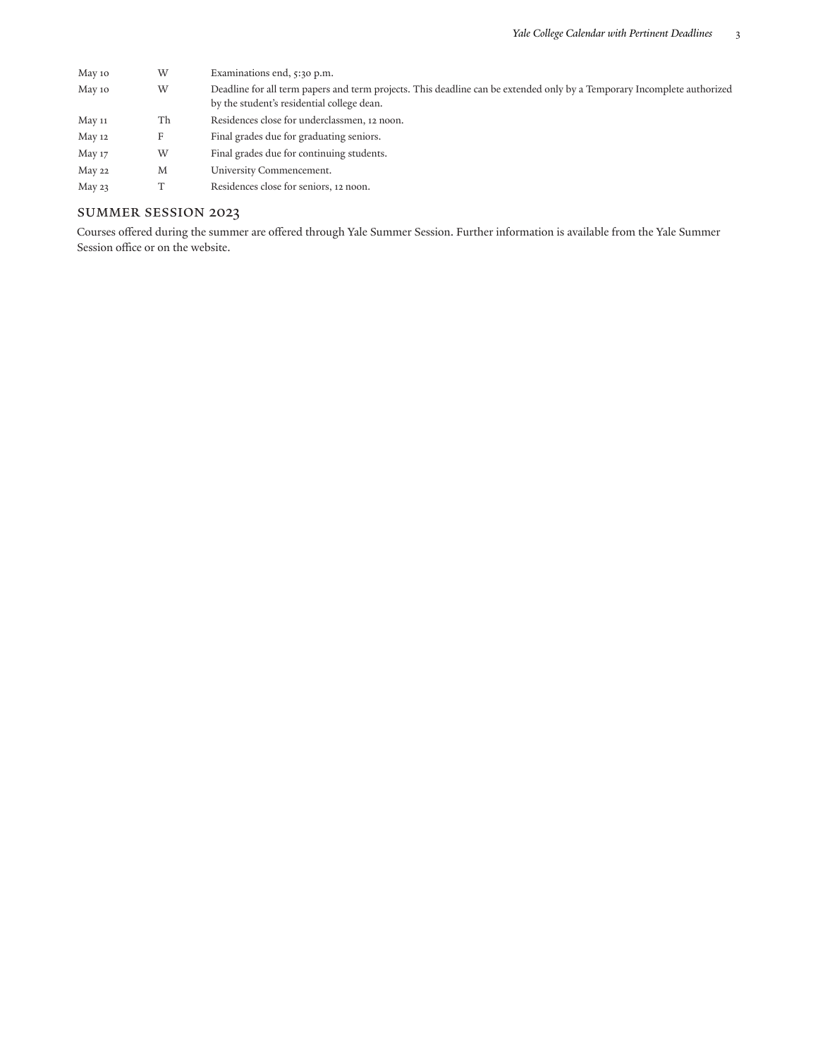| | | |
|---|---|---|
| May 10 | W | Examinations end, 5:30 p.m. |
| May 10 | W | Deadline for all term papers and term projects. This deadline can be extended only by a Temporary Incomplete authorized by the student's residential college dean. |
| May 11 | Th | Residences close for underclassmen, 12 noon. |
| May 12 | F | Final grades due for graduating seniors. |
| May 17 | W | Final grades due for continuing students. |
| May 22 | M | University Commencement. |
| May 23 | T | Residences close for seniors, 12 noon. |

## SUMMER SESSION 2023

Courses offered during the summer are offered through Yale Summer Session. Further information is available from the Yale Summer Session office or on the website.